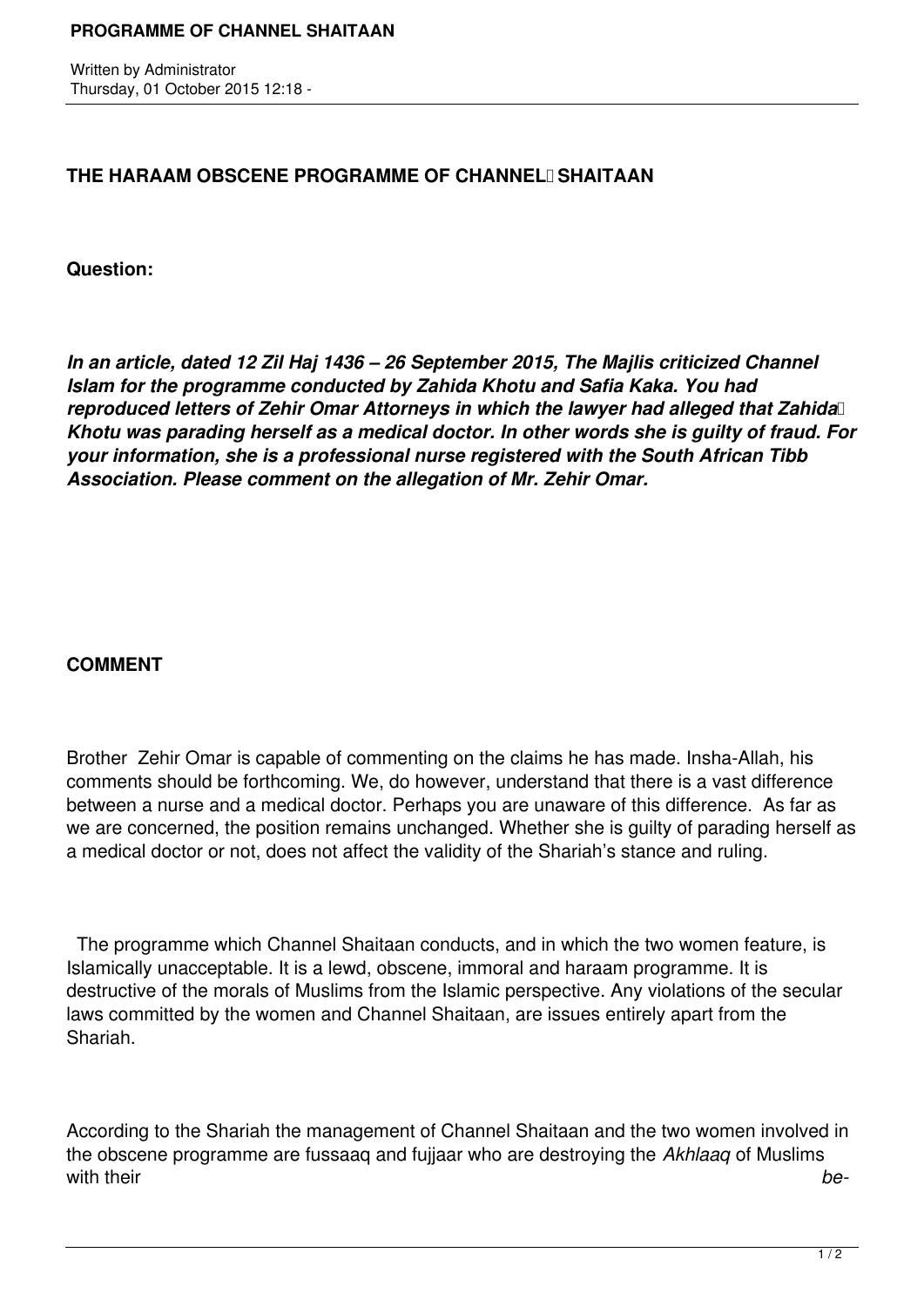## THE HARAAM OBSCENE PROGRAMME OF CHANNEL SHAITAAN

**Question:**

***In an article, dated 12 Zil Haj 1436 – 26 September 2015, The Majlis criticized Channel Islam for the programme conducted by Zahida Khotu and Safia Kaka. You had reproduced letters of Zehir Omar Attorneys in which the lawyer had alleged that Zahida Khotu was parading herself as a medical doctor. In other words she is guilty of fraud. For your information, she is a professional nurse registered with the South African Tibb Association. Please comment on the allegation of Mr. Zehir Omar.***

**COMMENT**

Brother Zehir Omar is capable of commenting on the claims he has made. Insha-Allah, his comments should be forthcoming. We, do however, understand that there is a vast difference between a nurse and a medical doctor. Perhaps you are unaware of this difference. As far as we are concerned, the position remains unchanged. Whether she is guilty of parading herself as a medical doctor or not, does not affect the validity of the Shariah's stance and ruling.

The programme which Channel Shaitaan conducts, and in which the two women feature, is Islamically unacceptable. It is a lewd, obscene, immoral and haraam programme. It is destructive of the morals of Muslims from the Islamic perspective. Any violations of the secular laws committed by the women and Channel Shaitaan, are issues entirely apart from the Shariah.

According to the Shariah the management of Channel Shaitaan and the two women involved in the obscene programme are fussaaq and fujjaar who are destroying the *Akhlaaq* of Muslims with their *be-*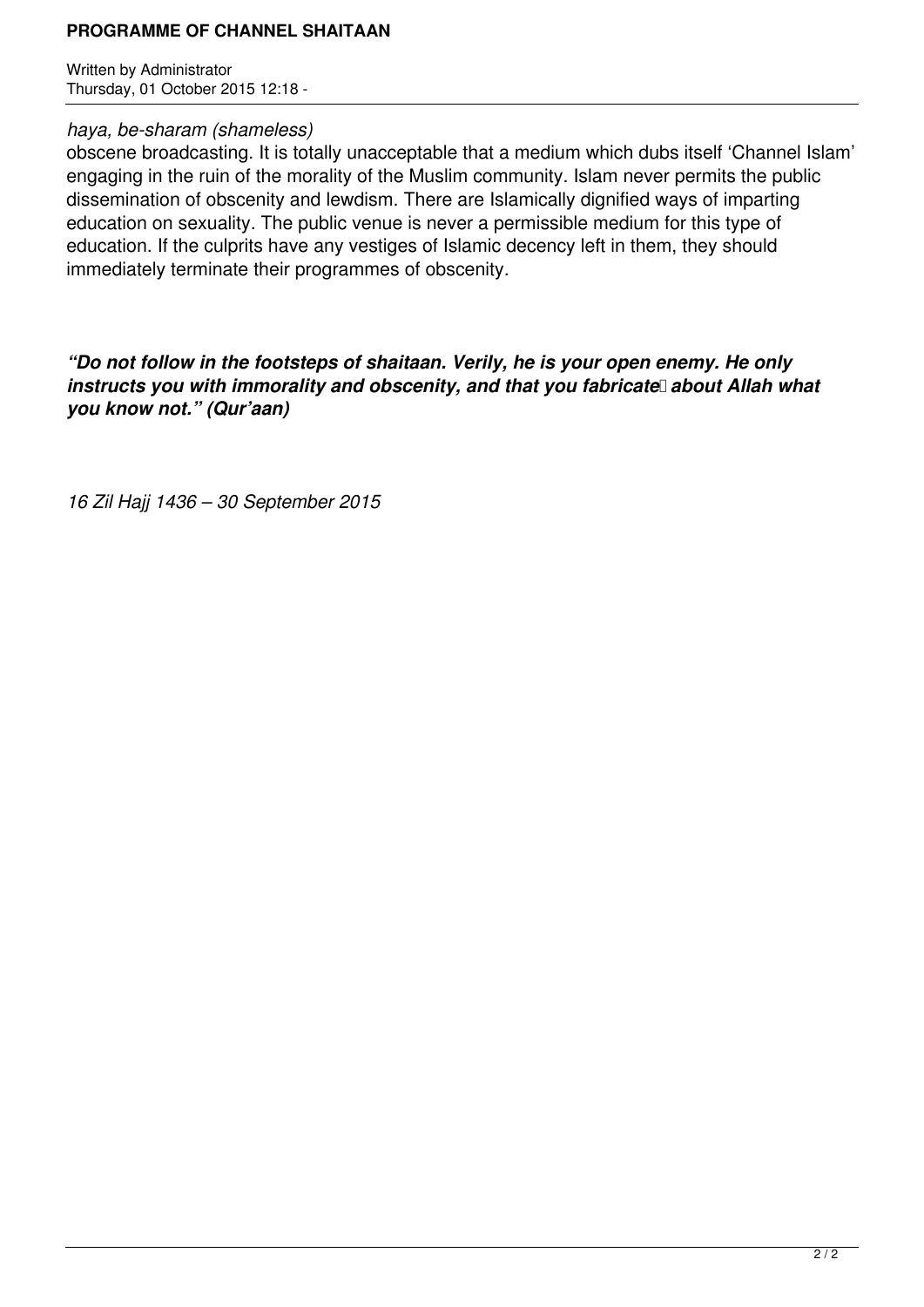*haya, be-sharam (shameless)*

obscene broadcasting. It is totally unacceptable that a medium which dubs itself 'Channel Islam' engaging in the ruin of the morality of the Muslim community. Islam never permits the public dissemination of obscenity and lewdism. There are Islamically dignified ways of imparting education on sexuality. The public venue is never a permissible medium for this type of education. If the culprits have any vestiges of Islamic decency left in them, they should immediately terminate their programmes of obscenity.

***"Do not follow in the footsteps of shaitaan. Verily, he is your open enemy. He only instructs you with immorality and obscenity, and that you fabricate about Allah what you know not." (Qur'aan)***

*16 Zil Hajj 1436 – 30 September 2015*